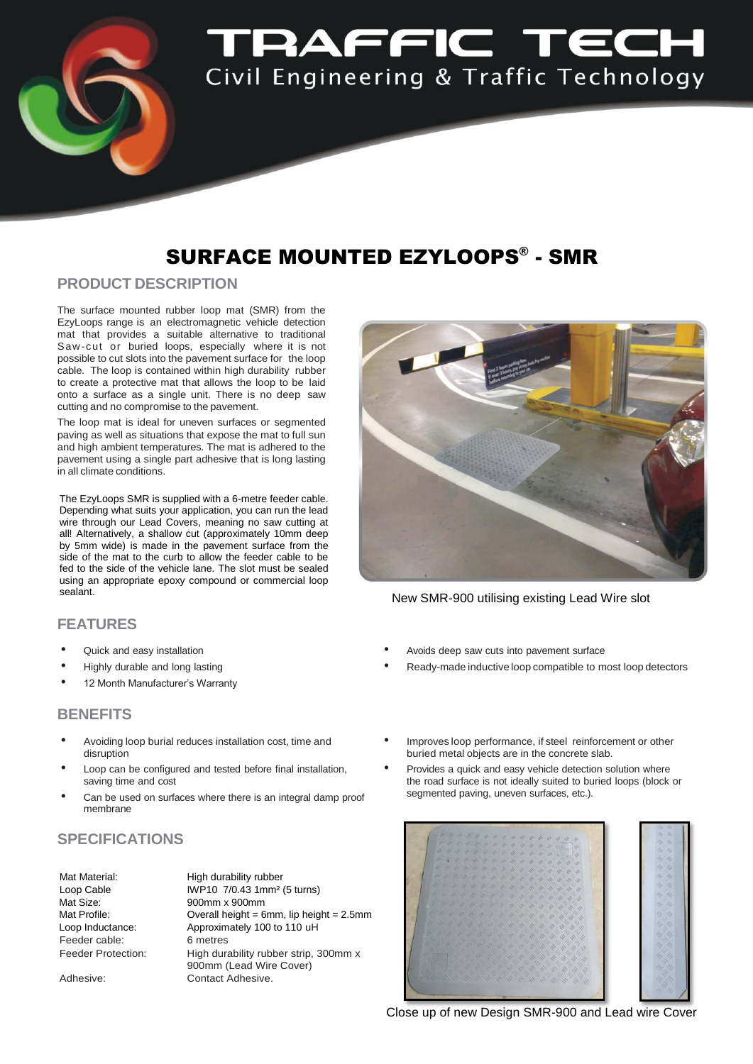# TRAFFIC TECH

Civil Engineering & Traffic Technology

## SURFACE MOUNTED EZYLOOPS® - SMR

### PRODUCT DESCRIPTION

The surface mounted rubber loop mat (SMR) from the EzyLoops range is an electromagnetic vehicle detection mat that provides a suitable alternative to traditional Saw-cut or buried loops, especially where it is not possible to cut slots into the pavement surface for the loop cable. The loop is contained within high durability rubber to create a protective mat that allows the loop to be laid onto a surface as a single unit. There is no deep saw cutting and no compromise to the pavement.

The loop mat is ideal for uneven surfaces or segmented paving as well as situations that expose the mat to full sun and high ambient temperatures. The mat is adhered to the pavement using a single part adhesive that is long lasting in all climate conditions.

The EzyLoops SMR is supplied with a 6-metre feeder cable. Depending what suits your application, you can run the lead wire through our Lead Covers, meaning no saw cutting at all! Alternatively, a shallow cut (approximately 10mm deep by 5mm wide) is made in the pavement surface from the side of the mat to the curb to allow the feeder cable to be fed to the side of the vehicle lane. The slot must be sealed using an appropriate epoxy compound or commercial loop sealant.

New SMR-900 utilising existing Lead Wire slot

### FEATURES

- Quick and easy installation
- Highly durable and long lasting
- 12 Month Manufacturer's Warranty
- Avoids deep saw cuts into pavement surface
- Ready-made inductive loop compatible to most loop detectors

### BENEFITS

- Avoiding loop burial reduces installation cost, time and disruption
- Loop can be configured and tested before final installation, saving time and cost
- Can be used on surfaces where there is an integral damp proof membrane
- Improves loop performance, if steel reinforcement or other buried metal objects are in the concrete slab.
- Provides a quick and easy vehicle detection solution where the road surface is not ideally suited to buried loops (block or segmented paving, uneven surfaces, etc.).

### SPECIFICATIONS

| | |
|---|---|
| Mat Material: | High durability rubber |
| Loop Cable | IWP10 7/0.43 1mm² (5 turns) |
| Mat Size: | 900mm x 900mm |
| Mat Profile: | Overall height = 6mm, lip height = 2.5mm |
| Loop Inductance: | Approximately 100 to 110 uH |
| Feeder cable: | 6 metres |
| Feeder Protection: | High durability rubber strip, 300mm x 900mm (Lead Wire Cover) |
| Adhesive: | Contact Adhesive. |

Close up of new Design SMR-900 and Lead wire Cover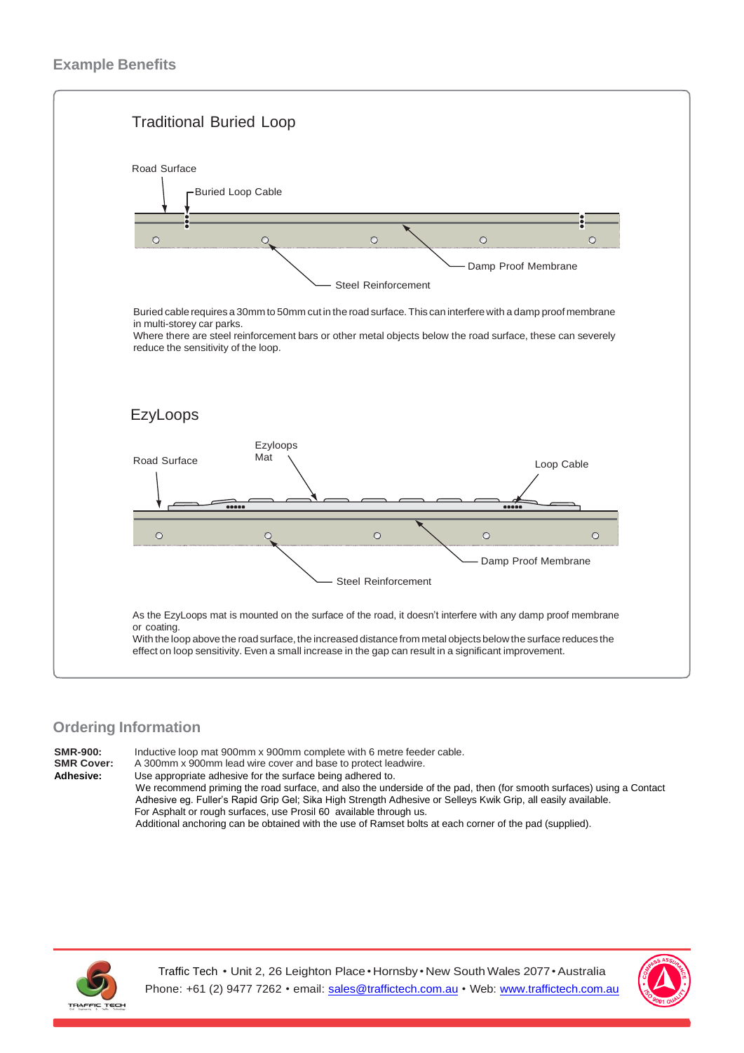## Example Benefits

### Traditional Buried Loop

Road Surface

Buried Loop Cable

Damp Proof Membrane

Steel Reinforcement

Buried cable requires a 30mm to 50mm cut in the road surface. This can interfere with a damp proof membrane in multi-storey car parks.
Where there are steel reinforcement bars or other metal objects below the road surface, these can severely reduce the sensitivity of the loop.

### EzyLoops

Road Surface

Ezyloops Mat

Loop Cable

Damp Proof Membrane

Steel Reinforcement

As the EzyLoops mat is mounted on the surface of the road, it doesn't interfere with any damp proof membrane or coating.
With the loop above the road surface, the increased distance from metal objects below the surface reduces the effect on loop sensitivity. Even a small increase in the gap can result in a significant improvement.

## Ordering Information

**SMR-900:** Inductive loop mat 900mm x 900mm complete with 6 metre feeder cable.
**SMR Cover:** A 300mm x 900mm lead wire cover and base to protect leadwire.
**Adhesive:** Use appropriate adhesive for the surface being adhered to.
We recommend priming the road surface, and also the underside of the pad, then (for smooth surfaces) using a Contact Adhesive eg. Fuller's Rapid Grip Gel; Sika High Strength Adhesive or Selleys Kwik Grip, all easily available.
For Asphalt or rough surfaces, use Prosil 60 available through us.
Additional anchoring can be obtained with the use of Ramset bolts at each corner of the pad (supplied).

Traffic Tech • Unit 2, 26 Leighton Place • Hornsby • New South Wales 2077 • Australia
Phone: +61 (2) 9477 7262 • email: sales@traffictech.com.au • Web: www.traffictech.com.au